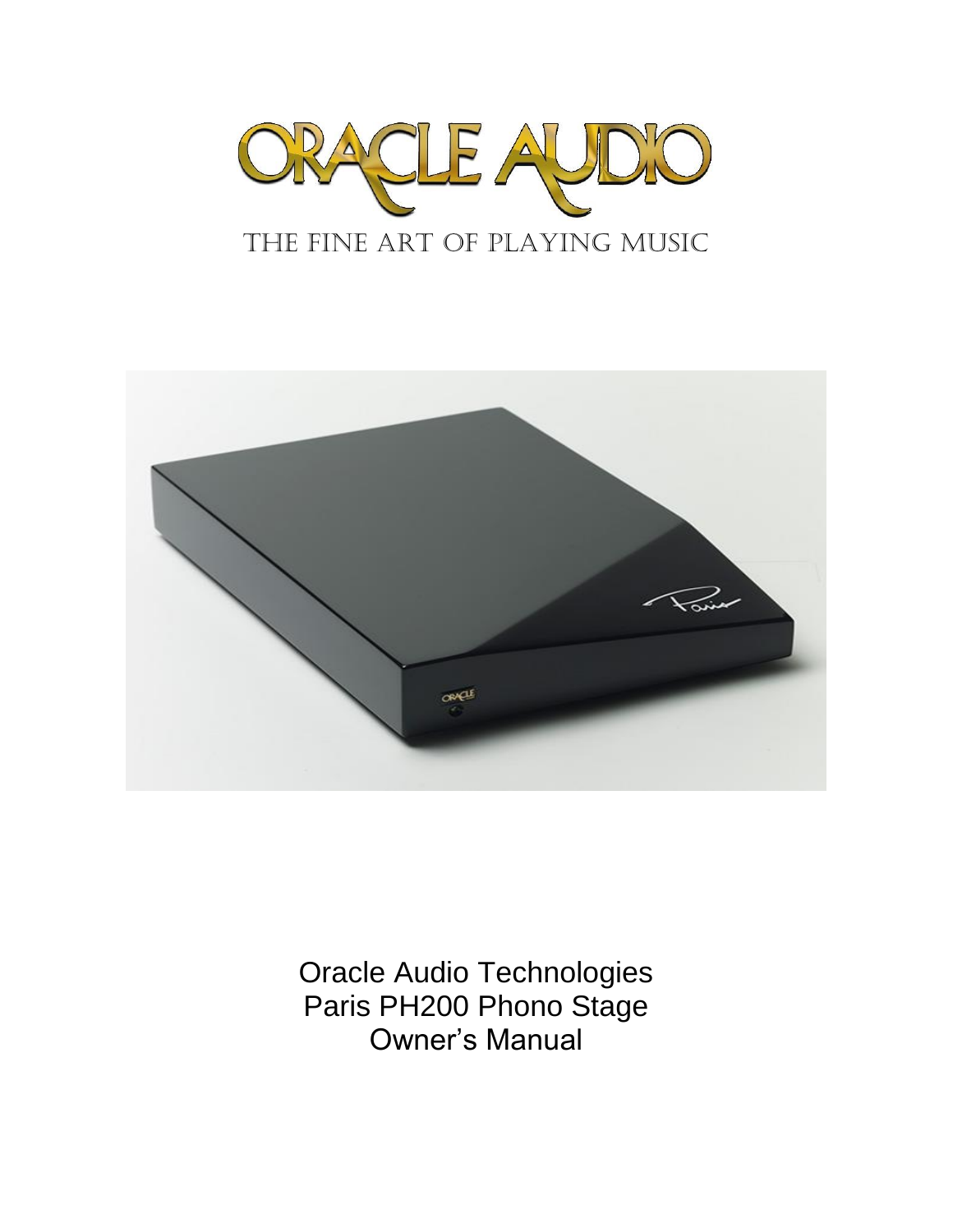# ORACLE AUDIO

THE FINE ART OF PLAYING MUSIC

Oracle Audio Technologies
Paris PH200 Phono Stage
Owner's Manual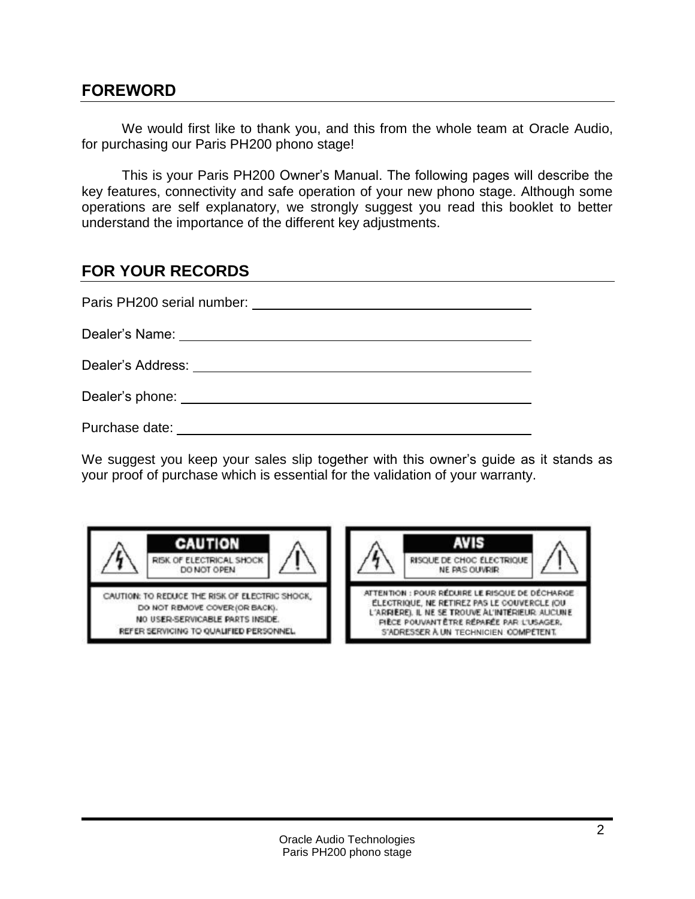## FOREWORD

We would first like to thank you, and this from the whole team at Oracle Audio, for purchasing our Paris PH200 phono stage!

This is your Paris PH200 Owner's Manual. The following pages will describe the key features, connectivity and safe operation of your new phono stage. Although some operations are self explanatory, we strongly suggest you read this booklet to better understand the importance of the different key adjustments.

## FOR YOUR RECORDS

Paris PH200 serial number: \_\_\_\_\_\_\_\_\_\_\_\_\_\_\_\_\_\_\_\_\_\_\_\_\_\_\_\_\_\_

Dealer's Name: \_\_\_\_\_\_\_\_\_\_\_\_\_\_\_\_\_\_\_\_\_\_\_\_\_\_\_\_\_\_\_\_\_\_\_\_\_\_

Dealer's Address: \_\_\_\_\_\_\_\_\_\_\_\_\_\_\_\_\_\_\_\_\_\_\_\_\_\_\_\_\_\_\_\_\_\_\_\_

Dealer's phone: \_\_\_\_\_\_\_\_\_\_\_\_\_\_\_\_\_\_\_\_\_\_\_\_\_\_\_\_\_\_\_\_\_\_\_\_\_

Purchase date: \_\_\_\_\_\_\_\_\_\_\_\_\_\_\_\_\_\_\_\_\_\_\_\_\_\_\_\_\_\_\_\_\_\_\_\_\_\_

We suggest you keep your sales slip together with this owner's guide as it stands as your proof of purchase which is essential for the validation of your warranty.

**CAUTION**
RISK OF ELECTRICAL SHOCK
DO NOT OPEN

CAUTION: TO REDUCE THE RISK OF ELECTRIC SHOCK, DO NOT REMOVE COVER (OR BACK). NO USER-SERVICABLE PARTS INSIDE. REFER SERVICING TO QUALIFIED PERSONNEL.

**AVIS**
RISQUE DE CHOC ÉLECTRIQUE
NE PAS OUVRIR

ATTENTION : POUR RÉDUIRE LE RISQUE DE DÉCHARGE ÉLECTRIQUE, NE RETIREZ PAS LE COUVERCLE (OU L'ARRIÈRE). IL NE SE TROUVE À L'INTÉRIEUR AUCUNE PIÈCE POUVANT ÊTRE RÉPARÉE PAR L'USAGER. S'ADRESSER À UN TECHNICIEN COMPÉTENT.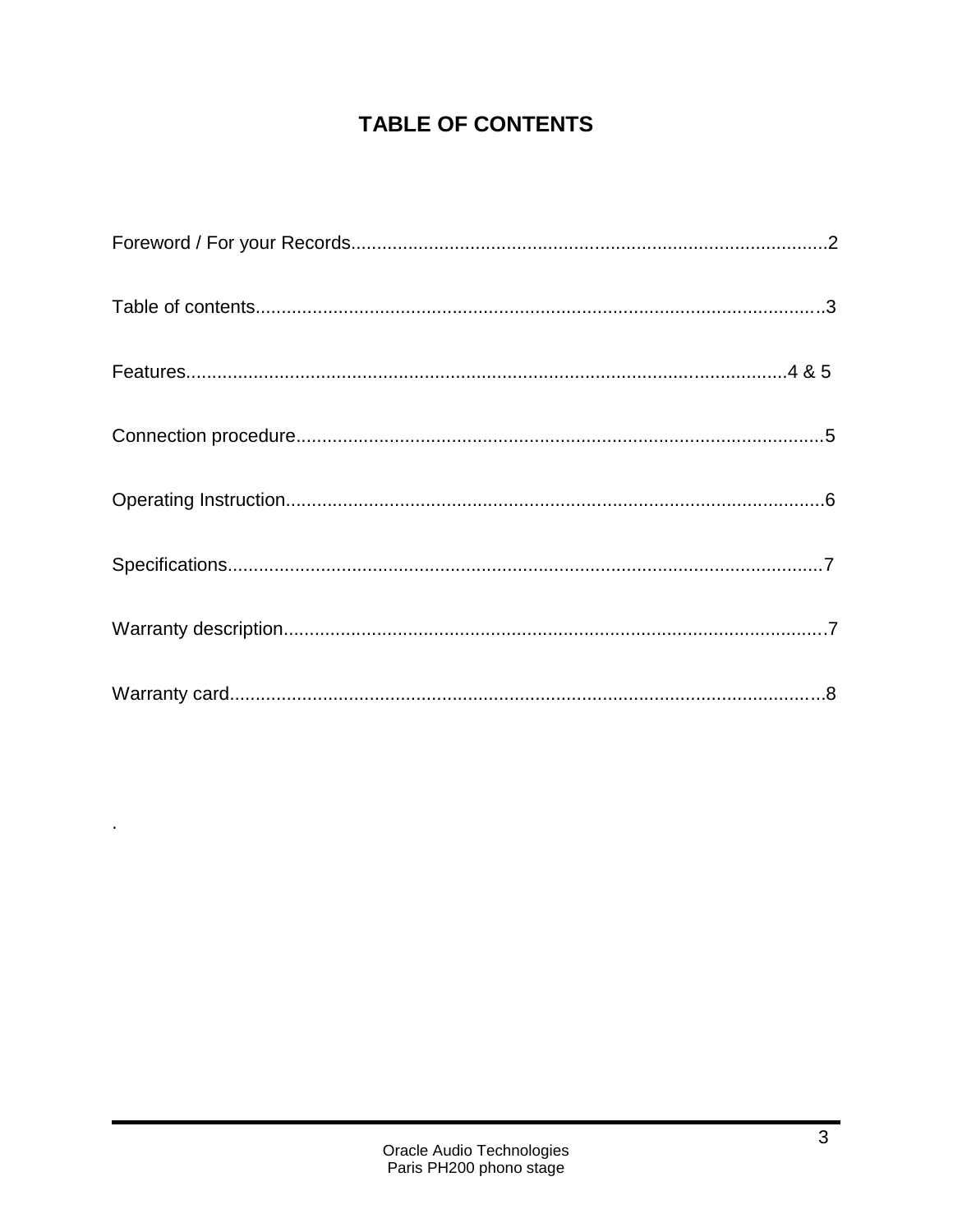# TABLE OF CONTENTS

Foreword / For your Records............................................................................................2

Table of contents..............................................................................................................3

Features...................................................................................................................4 & 5

Connection procedure......................................................................................................5

Operating Instruction........................................................................................................6

Specifications...................................................................................................................7

Warranty description.........................................................................................................7

Warranty card...................................................................................................................8

.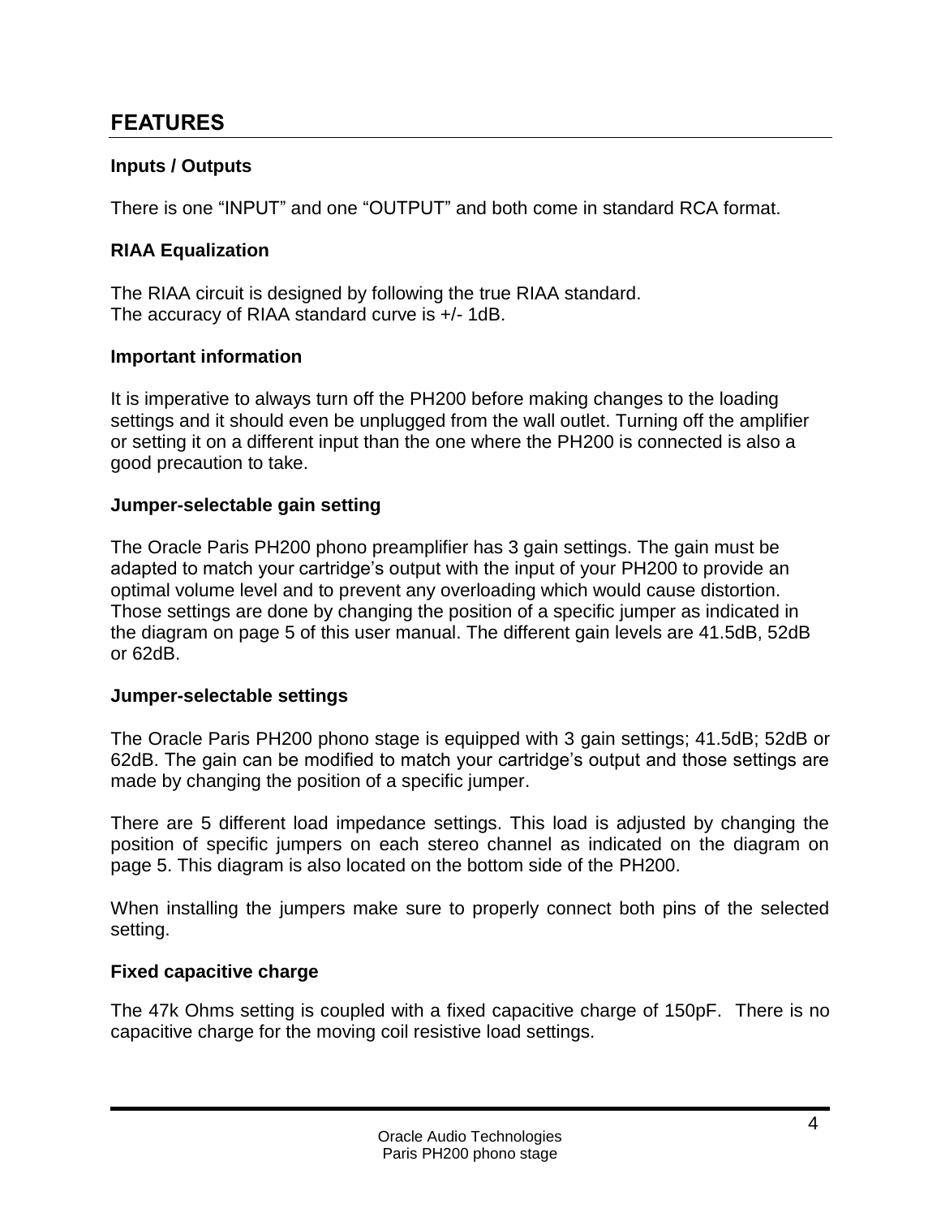## FEATURES

### Inputs / Outputs

There is one “INPUT” and one “OUTPUT” and both come in standard RCA format.

### RIAA Equalization

The RIAA circuit is designed by following the true RIAA standard.
The accuracy of RIAA standard curve is +/- 1dB.

### Important information

It is imperative to always turn off the PH200 before making changes to the loading settings and it should even be unplugged from the wall outlet. Turning off the amplifier or setting it on a different input than the one where the PH200 is connected is also a good precaution to take.

### Jumper-selectable gain setting

The Oracle Paris PH200 phono preamplifier has 3 gain settings. The gain must be adapted to match your cartridge’s output with the input of your PH200 to provide an optimal volume level and to prevent any overloading which would cause distortion. Those settings are done by changing the position of a specific jumper as indicated in the diagram on page 5 of this user manual. The different gain levels are 41.5dB, 52dB or 62dB.

### Jumper-selectable settings

The Oracle Paris PH200 phono stage is equipped with 3 gain settings; 41.5dB; 52dB or 62dB. The gain can be modified to match your cartridge’s output and those settings are made by changing the position of a specific jumper.

There are 5 different load impedance settings. This load is adjusted by changing the position of specific jumpers on each stereo channel as indicated on the diagram on page 5. This diagram is also located on the bottom side of the PH200.

When installing the jumpers make sure to properly connect both pins of the selected setting.

### Fixed capacitive charge

The 47k Ohms setting is coupled with a fixed capacitive charge of 150pF. There is no capacitive charge for the moving coil resistive load settings.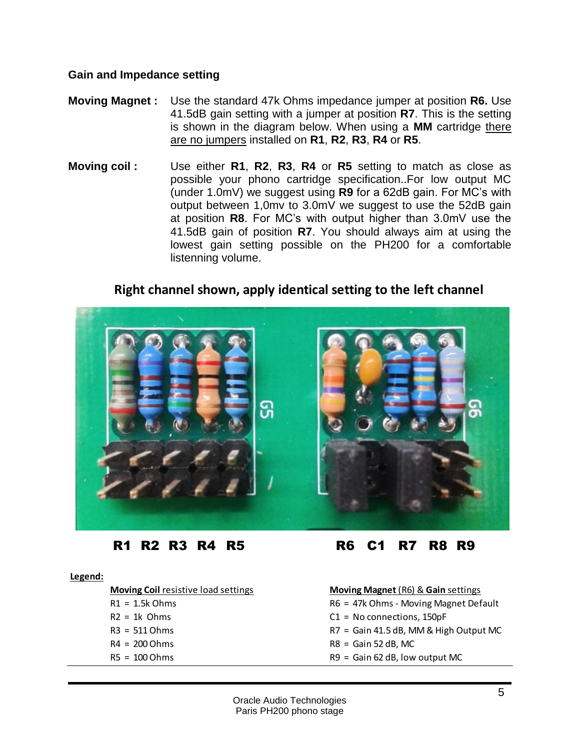### Gain and Impedance setting

**Moving Magnet :** Use the standard 47k Ohms impedance jumper at position **R6.** Use 41.5dB gain setting with a jumper at position **R7**. This is the setting is shown in the diagram below. When using a **MM** cartridge there are no jumpers installed on **R1**, **R2**, **R3**, **R4** or **R5**.

**Moving coil :** Use either **R1**, **R2**, **R3**, **R4** or **R5** setting to match as close as possible your phono cartridge specification..For low output MC (under 1.0mV) we suggest using **R9** for a 62dB gain. For MC's with output between 1,0mv to 3.0mV we suggest to use the 52dB gain at position **R8**. For MC's with output higher than 3.0mV use the 41.5dB gain of position **R7**. You should always aim at using the lowest gain setting possible on the PH200 for a comfortable listening volume.

**Right channel shown, apply identical setting to the left channel**

**R1 R2 R3 R4 R5** **R6 C1 R7 R8 R9**

**Legend:**

| **Moving Coil** resistive load settings | **Moving Magnet** (R6) & **Gain** settings |
|---|---|
| R1 = 1.5k Ohms | R6 = 47k Ohms - Moving Magnet Default |
| R2 = 1k Ohms | C1 = No connections, 150pF |
| R3 = 511 Ohms | R7 = Gain 41.5 dB, MM & High Output MC |
| R4 = 200 Ohms | R8 = Gain 52 dB, MC |
| R5 = 100 Ohms | R9 = Gain 62 dB, low output MC |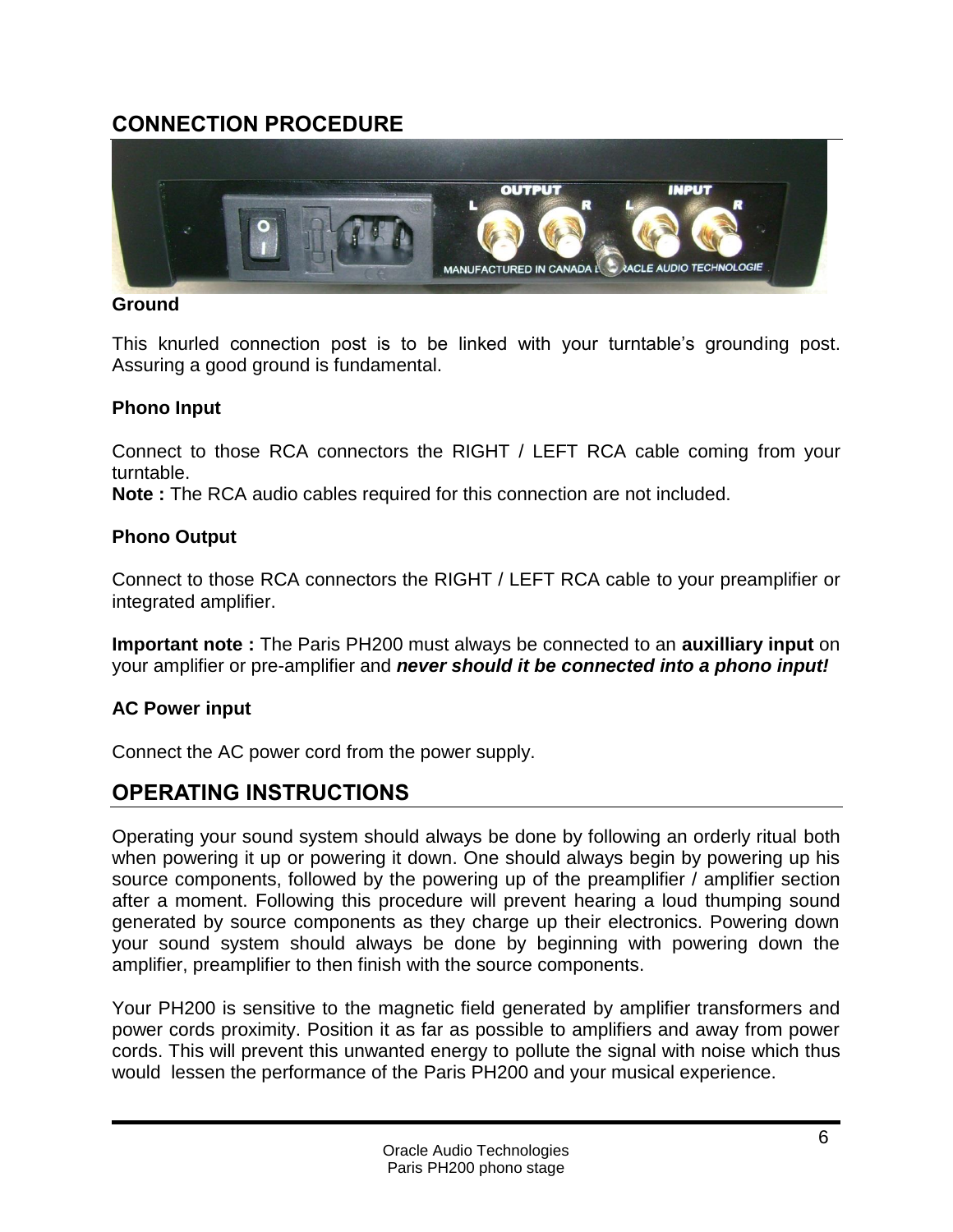## CONNECTION PROCEDURE

### Ground

This knurled connection post is to be linked with your turntable's grounding post. Assuring a good ground is fundamental.

### Phono Input

Connect to those RCA connectors the RIGHT / LEFT RCA cable coming from your turntable.
**Note :** The RCA audio cables required for this connection are not included.

### Phono Output

Connect to those RCA connectors the RIGHT / LEFT RCA cable to your preamplifier or integrated amplifier.

**Important note :** The Paris PH200 must always be connected to an **auxilliary input** on your amplifier or pre-amplifier and ***never should it be connected into a phono input!***

### AC Power input

Connect the AC power cord from the power supply.

## OPERATING INSTRUCTIONS

Operating your sound system should always be done by following an orderly ritual both when powering it up or powering it down. One should always begin by powering up his source components, followed by the powering up of the preamplifier / amplifier section after a moment. Following this procedure will prevent hearing a loud thumping sound generated by source components as they charge up their electronics. Powering down your sound system should always be done by beginning with powering down the amplifier, preamplifier to then finish with the source components.

Your PH200 is sensitive to the magnetic field generated by amplifier transformers and power cords proximity. Position it as far as possible to amplifiers and away from power cords. This will prevent this unwanted energy to pollute the signal with noise which thus would lessen the performance of the Paris PH200 and your musical experience.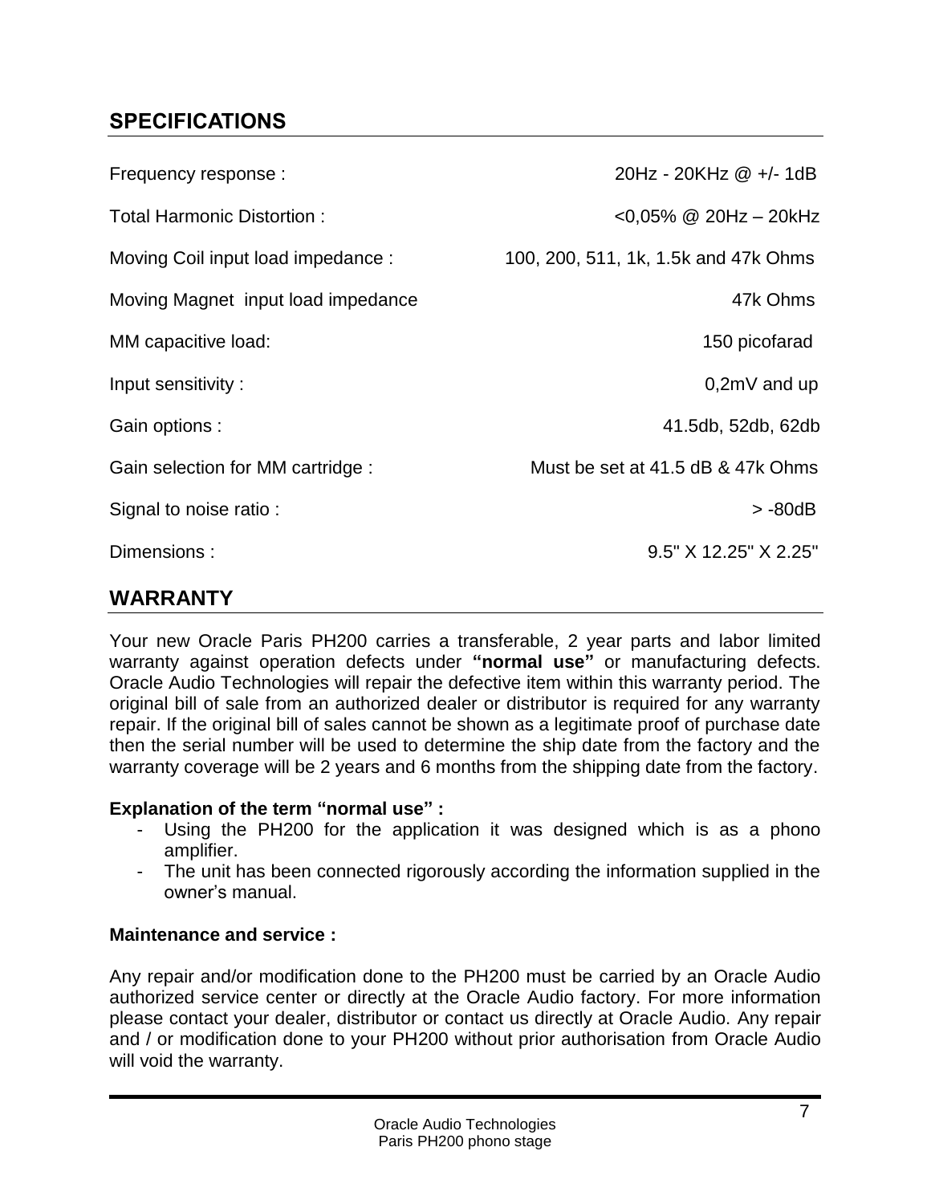## SPECIFICATIONS

| | |
|---|---|
| Frequency response : | 20Hz - 20KHz @ +/- 1dB |
| Total Harmonic Distortion : | <0,05% @ 20Hz – 20kHz |
| Moving Coil input load impedance : | 100, 200, 511, 1k, 1.5k and 47k Ohms |
| Moving Magnet input load impedance | 47k Ohms |
| MM capacitive load: | 150 picofarad |
| Input sensitivity : | 0,2mV and up |
| Gain options : | 41.5db, 52db, 62db |
| Gain selection for MM cartridge : | Must be set at 41.5 dB & 47k Ohms |
| Signal to noise ratio : | > -80dB |
| Dimensions : | 9.5" X 12.25" X 2.25" |

## WARRANTY

Your new Oracle Paris PH200 carries a transferable, 2 year parts and labor limited warranty against operation defects under **"normal use"** or manufacturing defects. Oracle Audio Technologies will repair the defective item within this warranty period. The original bill of sale from an authorized dealer or distributor is required for any warranty repair. If the original bill of sales cannot be shown as a legitimate proof of purchase date then the serial number will be used to determine the ship date from the factory and the warranty coverage will be 2 years and 6 months from the shipping date from the factory.

**Explanation of the term "normal use" :**

- Using the PH200 for the application it was designed which is as a phono amplifier.
- The unit has been connected rigorously according the information supplied in the owner's manual.

**Maintenance and service :**

Any repair and/or modification done to the PH200 must be carried by an Oracle Audio authorized service center or directly at the Oracle Audio factory. For more information please contact your dealer, distributor or contact us directly at Oracle Audio. Any repair and / or modification done to your PH200 without prior authorisation from Oracle Audio will void the warranty.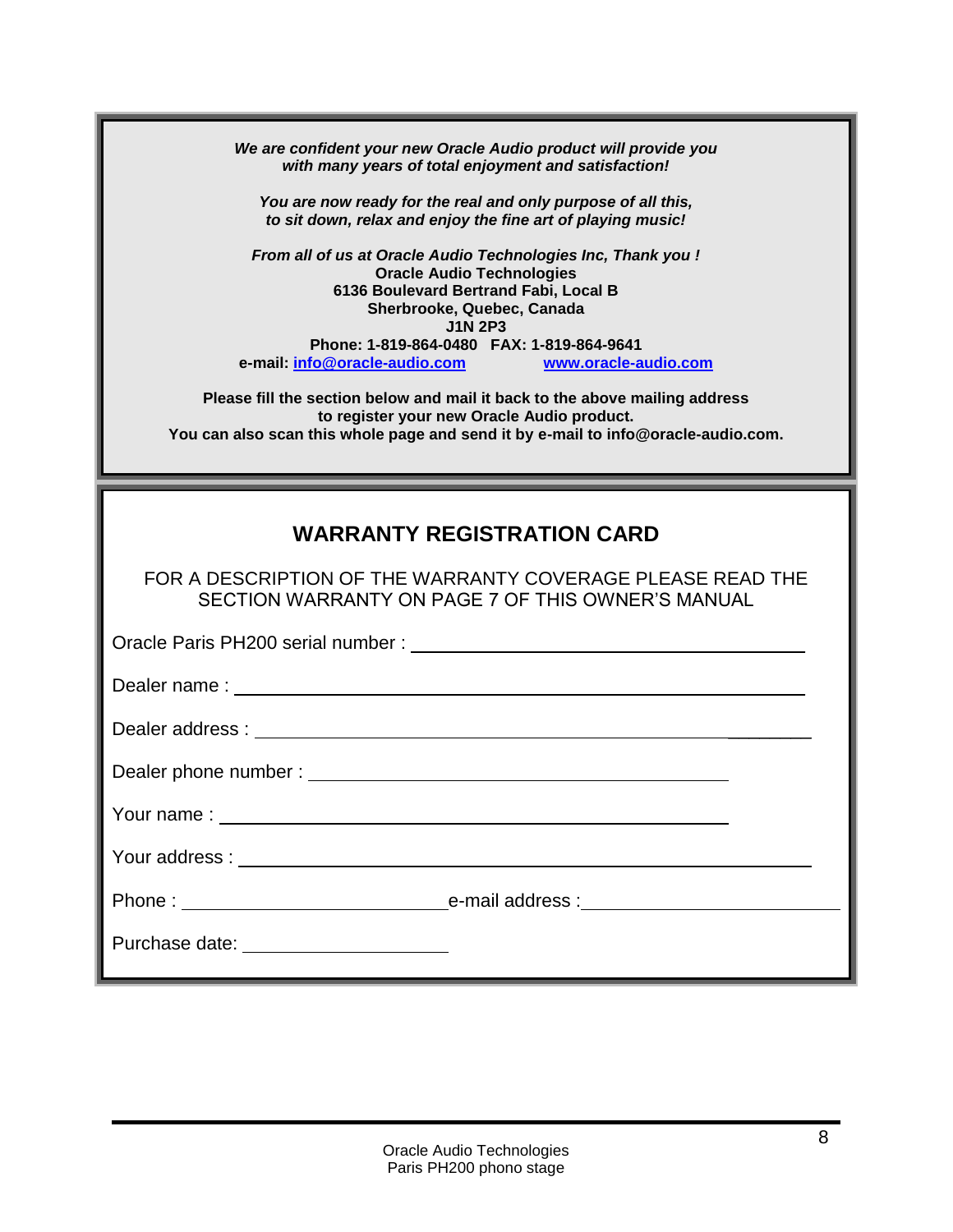*We are confident your new Oracle Audio product will provide you with many years of total enjoyment and satisfaction!*

*You are now ready for the real and only purpose of all this, to sit down, relax and enjoy the fine art of playing music!*

***From all of us at Oracle Audio Technologies Inc, Thank you !***
**Oracle Audio Technologies**
**6136 Boulevard Bertrand Fabi, Local B**
**Sherbrooke, Quebec, Canada**
**J1N 2P3**
**Phone: 1-819-864-0480 FAX: 1-819-864-9641**
**e-mail: info@oracle-audio.com www.oracle-audio.com**

**Please fill the section below and mail it back to the above mailing address to register your new Oracle Audio product.**
**You can also scan this whole page and send it by e-mail to info@oracle-audio.com.**

## WARRANTY REGISTRATION CARD

FOR A DESCRIPTION OF THE WARRANTY COVERAGE PLEASE READ THE SECTION WARRANTY ON PAGE 7 OF THIS OWNER'S MANUAL

Oracle Paris PH200 serial number : ______________________________

Dealer name : ______________________________

Dealer address : ______________________________

Dealer phone number : ______________________________

Your name : ______________________________

Your address : ______________________________

Phone : ______________________ e-mail address : ______________________

Purchase date: ________________